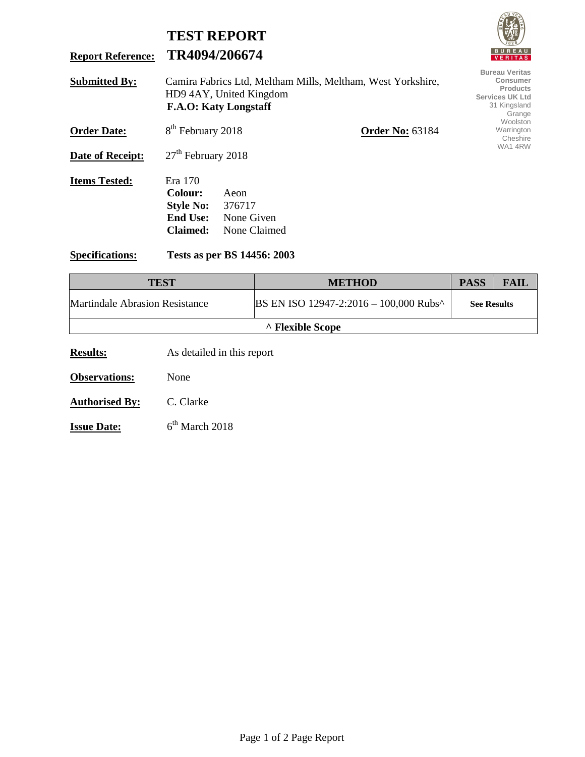# TEST REPORT

**Report Reference:** **TR4094/206674**

Bureau Veritas Consumer Products Services UK Ltd
31 Kingsland Grange
Woolston
Warrington
Cheshire
WA1 4RW

**Submitted By:** Camira Fabrics Ltd, Meltham Mills, Meltham, West Yorkshire, HD9 4AY, United Kingdom
**F.A.O: Katy Longstaff**

**Order Date:** 8th February 2018 **Order No:** 63184

**Date of Receipt:** 27th February 2018

**Items Tested:** Era 170
**Colour:** Aeon
**Style No:** 376717
**End Use:** None Given
**Claimed:** None Claimed

**Specifications:** **Tests as per BS 14456: 2003**

| TEST | METHOD | PASS | FAIL |
|---|---|---|---|
| Martindale Abrasion Resistance | BS EN ISO 12947-2:2016 – 100,000 Rubs^ | **See Results** | |
| **^ Flexible Scope** | | | |

**Results:** As detailed in this report

**Observations:** None

**Authorised By:** C. Clarke

**Issue Date:** 6th March 2018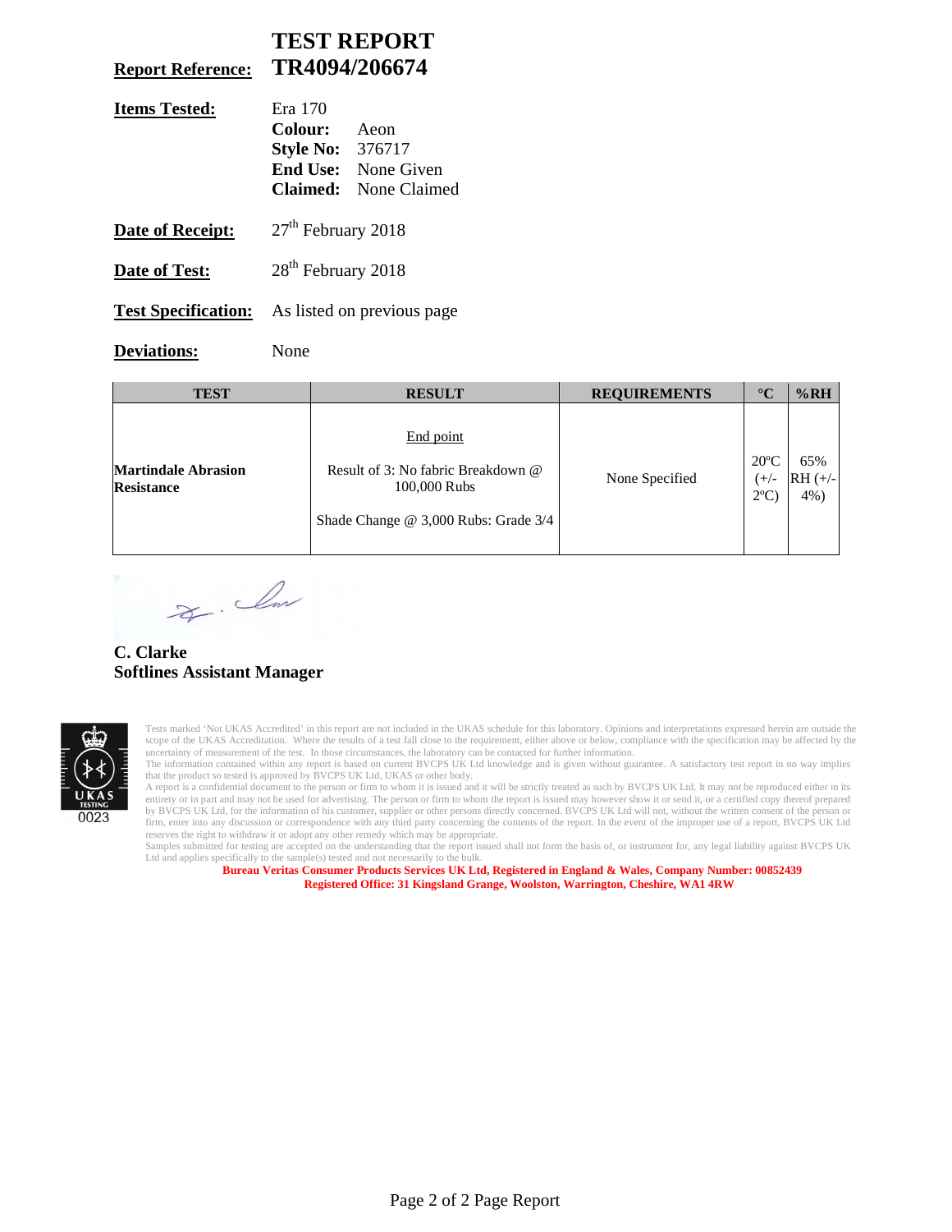# TEST REPORT

**Report Reference:** **TR4094/206674**

**Items Tested:** Era 170
**Colour:** Aeon
**Style No:** 376717
**End Use:** None Given
**Claimed:** None Claimed

**Date of Receipt:** 27th February 2018

**Date of Test:** 28th February 2018

**Test Specification:** As listed on previous page

**Deviations:** None

| TEST | RESULT | REQUIREMENTS | °C | %RH |
|---|---|---|---|---|
| **Martindale Abrasion Resistance** | End point<br><br>Result of 3: No fabric Breakdown @ 100,000 Rubs<br><br>Shade Change @ 3,000 Rubs: Grade 3/4 | None Specified | 20ºC (+/- 2ºC) | 65% RH (+/- 4%) |

**C. Clarke**
**Softlines Assistant Manager**

UKAS TESTING 0023

Tests marked 'Not UKAS Accredited' in this report are not included in the UKAS schedule for this laboratory. Opinions and interpretations expressed herein are outside the scope of the UKAS Accreditation. Where the results of a test fall close to the requirement, either above or below, compliance with the specification may be affected by the uncertainty of measurement of the test. In those circumstances, the laboratory can be contacted for further information.
The information contained within any report is based on current BVCPS UK Ltd knowledge and is given without guarantee. A satisfactory test report in no way implies that the product so tested is approved by BVCPS UK Ltd, UKAS or other body.
A report is a confidential document to the person or firm to whom it is issued and it will be strictly treated as such by BVCPS UK Ltd. It may not be reproduced either in its entirety or in part and may not be used for advertising. The person or firm to whom the report is issued may however show it or send it, or a certified copy thereof prepared by BVCPS UK Ltd, for the information of his customer, supplier or other persons directly concerned. BVCPS UK Ltd will not, without the written consent of the person or firm, enter into any discussion or correspondence with any third party concerning the contents of the report. In the event of the improper use of a report, BVCPS UK Ltd reserves the right to withdraw it or adopt any other remedy which may be appropriate.
Samples submitted for testing are accepted on the understanding that the report issued shall not form the basis of, or instrument for, any legal liability against BVCPS UK Ltd and applies specifically to the sample(s) tested and not necessarily to the bulk.

**Bureau Veritas Consumer Products Services UK Ltd, Registered in England & Wales, Company Number: 00852439**
**Registered Office: 31 Kingsland Grange, Woolston, Warrington, Cheshire, WA1 4RW**